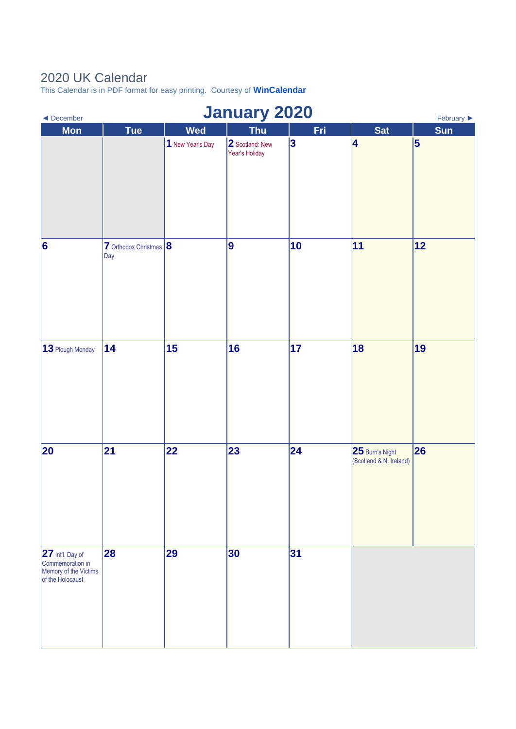# 2020 UK Calendar

This Calendar is in PDF format for easy printing. Courtesy of **WinCalendar**

◄ December | **January 2020** | February ►

| Mon | Tue | Wed | Thu | Fri | Sat | Sun |
|---|---|---|---|---|---|---|
| | | **1** New Year's Day | **2** Scotland: New Year's Holiday | **3** | **4** | **5** |
| **6** | **7** Orthodox Christmas Day | **8** | **9** | **10** | **11** | **12** |
| **13** Plough Monday | **14** | **15** | **16** | **17** | **18** | **19** |
| **20** | **21** | **22** | **23** | **24** | **25** Burn's Night (Scotland & N. Ireland) | **26** |
| **27** Int'l. Day of Commemoration in Memory of the Victims of the Holocaust | **28** | **29** | **30** | **31** | | |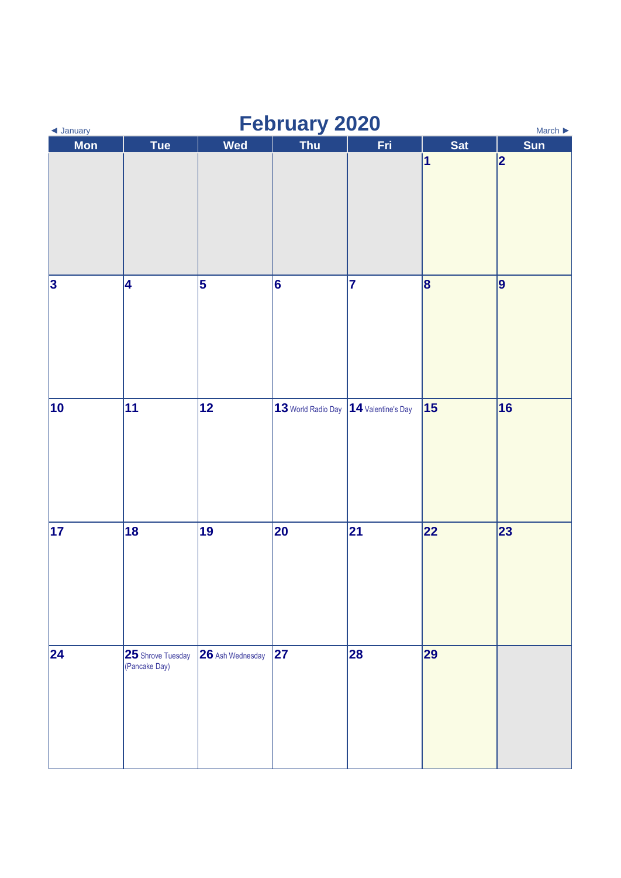◄ January

# February 2020

March ►

| Mon | Tue | Wed | Thu | Fri | Sat | Sun |
|---|---|---|---|---|---|---|
| | | | | | 1 | 2 |
| 3 | 4 | 5 | 6 | 7 | 8 | 9 |
| 10 | 11 | 12 | 13 World Radio Day | 14 Valentine's Day | 15 | 16 |
| 17 | 18 | 19 | 20 | 21 | 22 | 23 |
| 24 | 25 Shrove Tuesday (Pancake Day) | 26 Ash Wednesday | 27 | 28 | 29 | |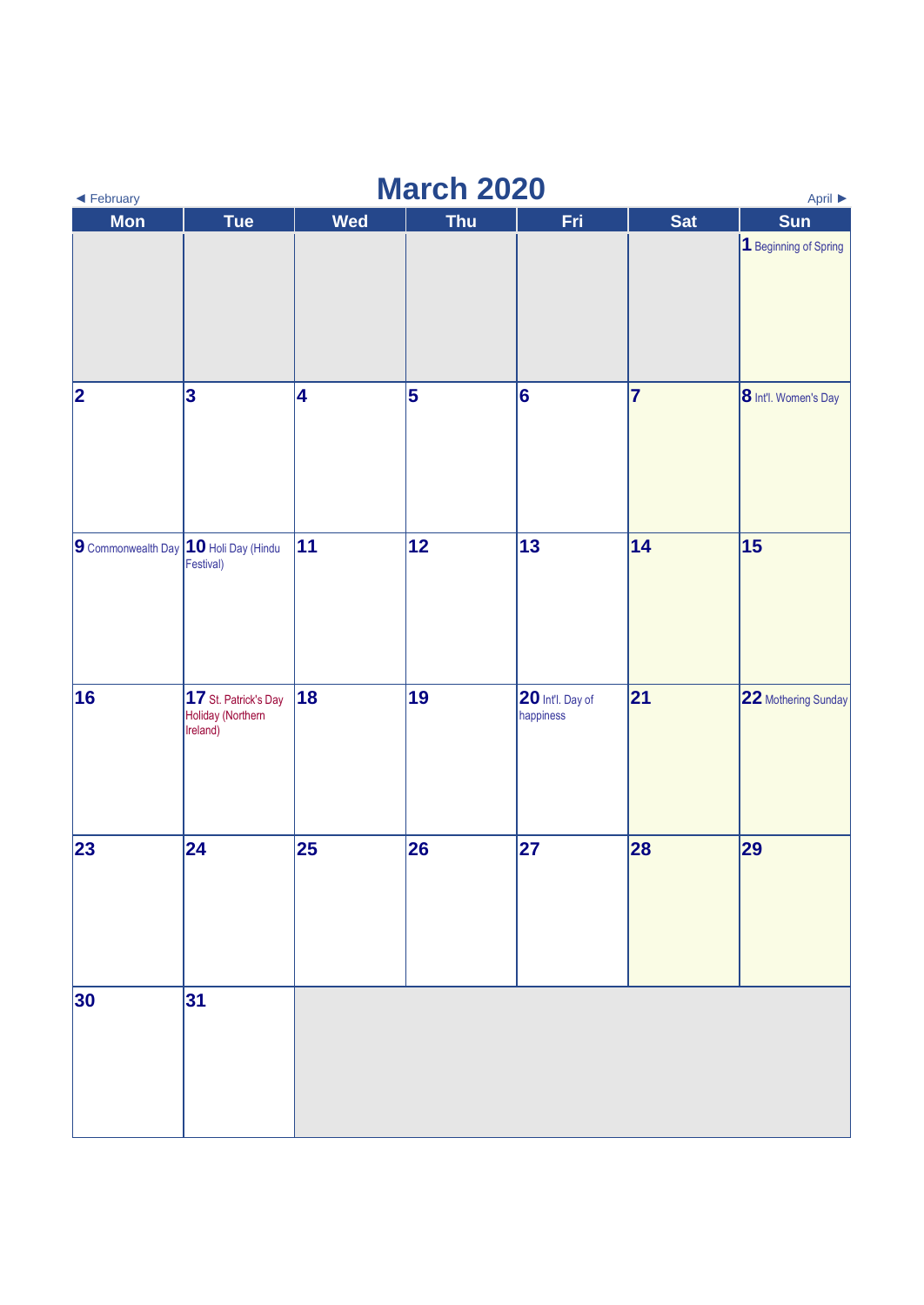◄ February

# March 2020

April ►

| Mon | Tue | Wed | Thu | Fri | Sat | Sun |
|---|---|---|---|---|---|---|
| | | | | | | 1 Beginning of Spring |
| 2 | 3 | 4 | 5 | 6 | 7 | 8 Int'l. Women's Day |
| 9 Commonwealth Day | 10 Holi Day (Hindu Festival) | 11 | 12 | 13 | 14 | 15 |
| 16 | 17 St. Patrick's Day Holiday (Northern Ireland) | 18 | 19 | 20 Int'l. Day of happiness | 21 | 22 Mothering Sunday |
| 23 | 24 | 25 | 26 | 27 | 28 | 29 |
| 30 | 31 | | | | | |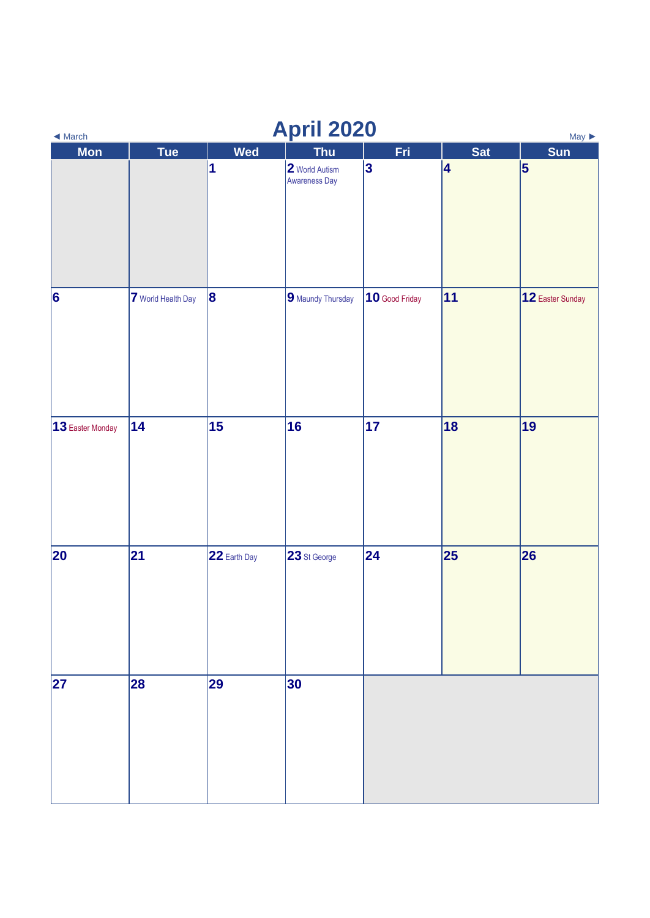# April 2020

◄ March | May ►

| Mon | Tue | Wed | Thu | Fri | Sat | Sun |
|---|---|---|---|---|---|---|
| | | 1 | 2 World Autism Awareness Day | 3 | 4 | 5 |
| 6 | 7 World Health Day | 8 | 9 Maundy Thursday | 10 Good Friday | 11 | 12 Easter Sunday |
| 13 Easter Monday | 14 | 15 | 16 | 17 | 18 | 19 |
| 20 | 21 | 22 Earth Day | 23 St George | 24 | 25 | 26 |
| 27 | 28 | 29 | 30 | | | |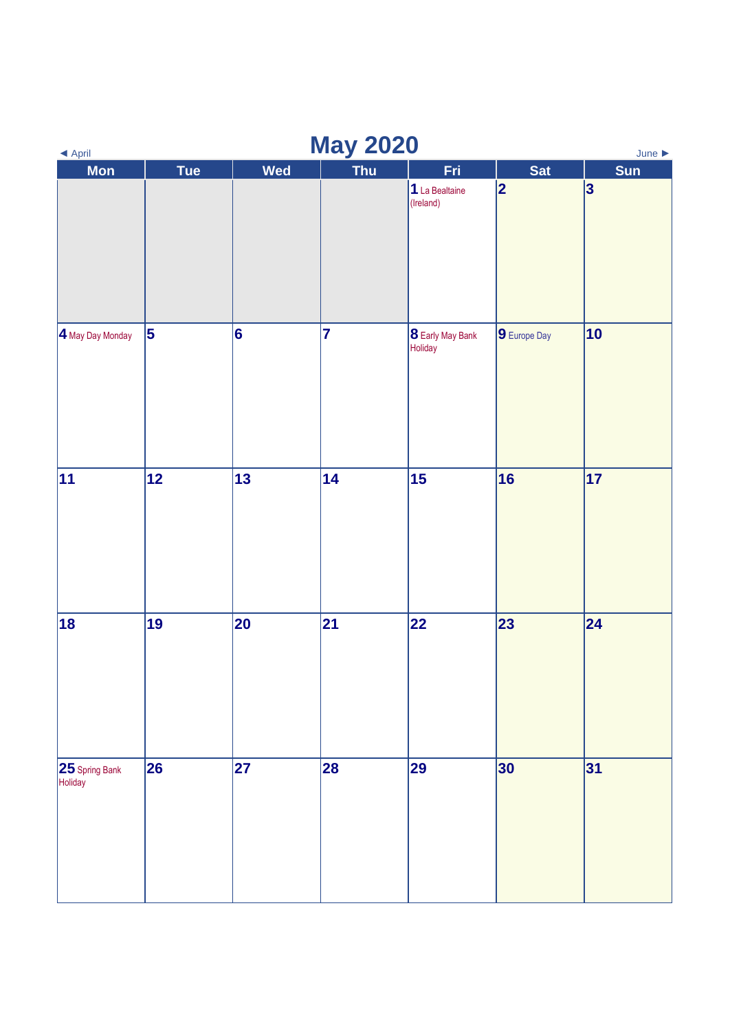◄ April

# May 2020

June ►

| Mon | Tue | Wed | Thu | Fri | Sat | Sun |
|---|---|---|---|---|---|---|
| | | | | 1 La Bealtaine (Ireland) | 2 | 3 |
| 4 May Day Monday | 5 | 6 | 7 | 8 Early May Bank Holiday | 9 Europe Day | 10 |
| 11 | 12 | 13 | 14 | 15 | 16 | 17 |
| 18 | 19 | 20 | 21 | 22 | 23 | 24 |
| 25 Spring Bank Holiday | 26 | 27 | 28 | 29 | 30 | 31 |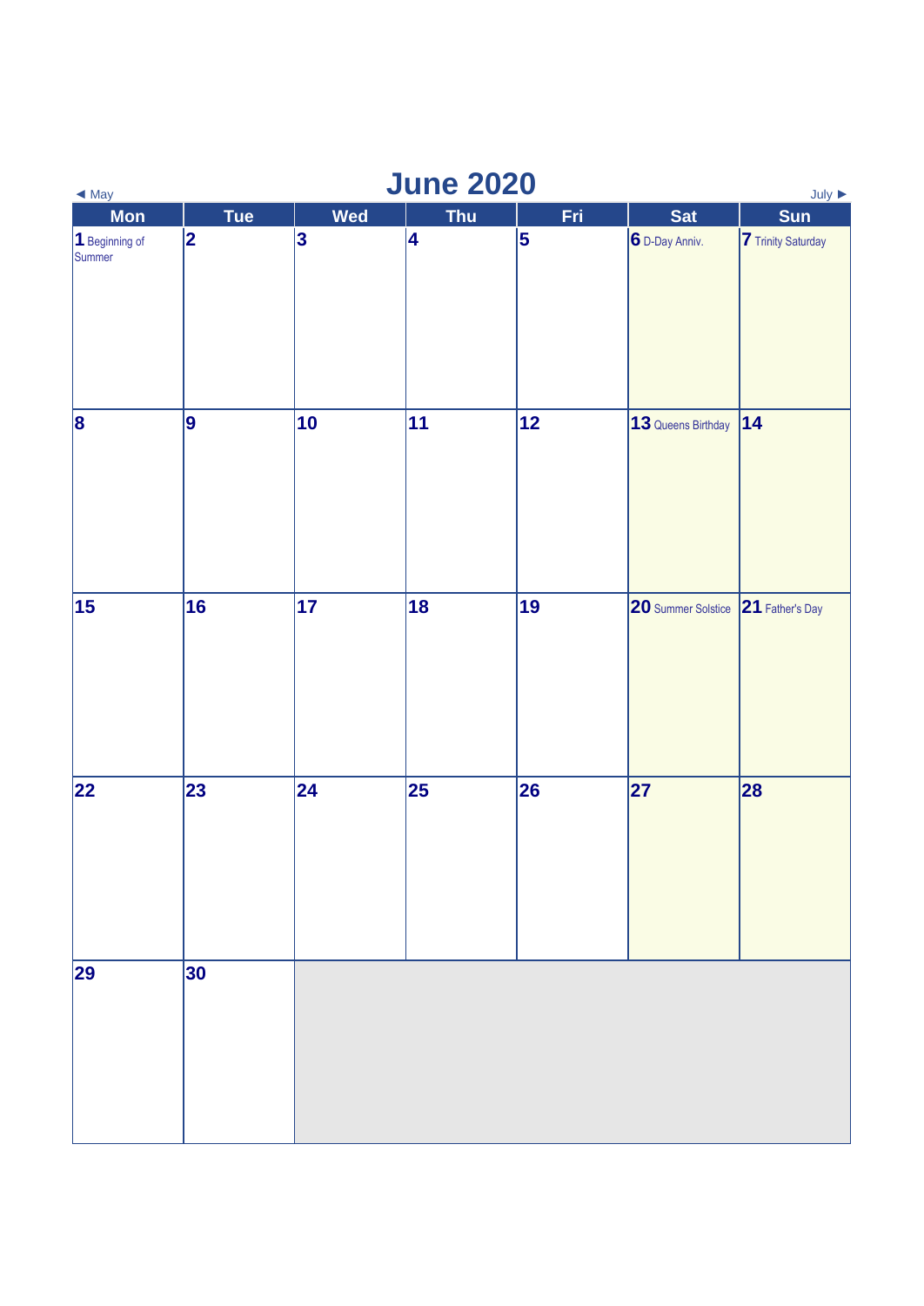# June 2020

◄ May | July ►

| Mon | Tue | Wed | Thu | Fri | Sat | Sun |
|---|---|---|---|---|---|---|
| 1 Beginning of Summer | 2 | 3 | 4 | 5 | 6 D-Day Anniv. | 7 Trinity Saturday |
| 8 | 9 | 10 | 11 | 12 | 13 Queens Birthday | 14 |
| 15 | 16 | 17 | 18 | 19 | 20 Summer Solstice | 21 Father's Day |
| 22 | 23 | 24 | 25 | 26 | 27 | 28 |
| 29 | 30 | | | | | |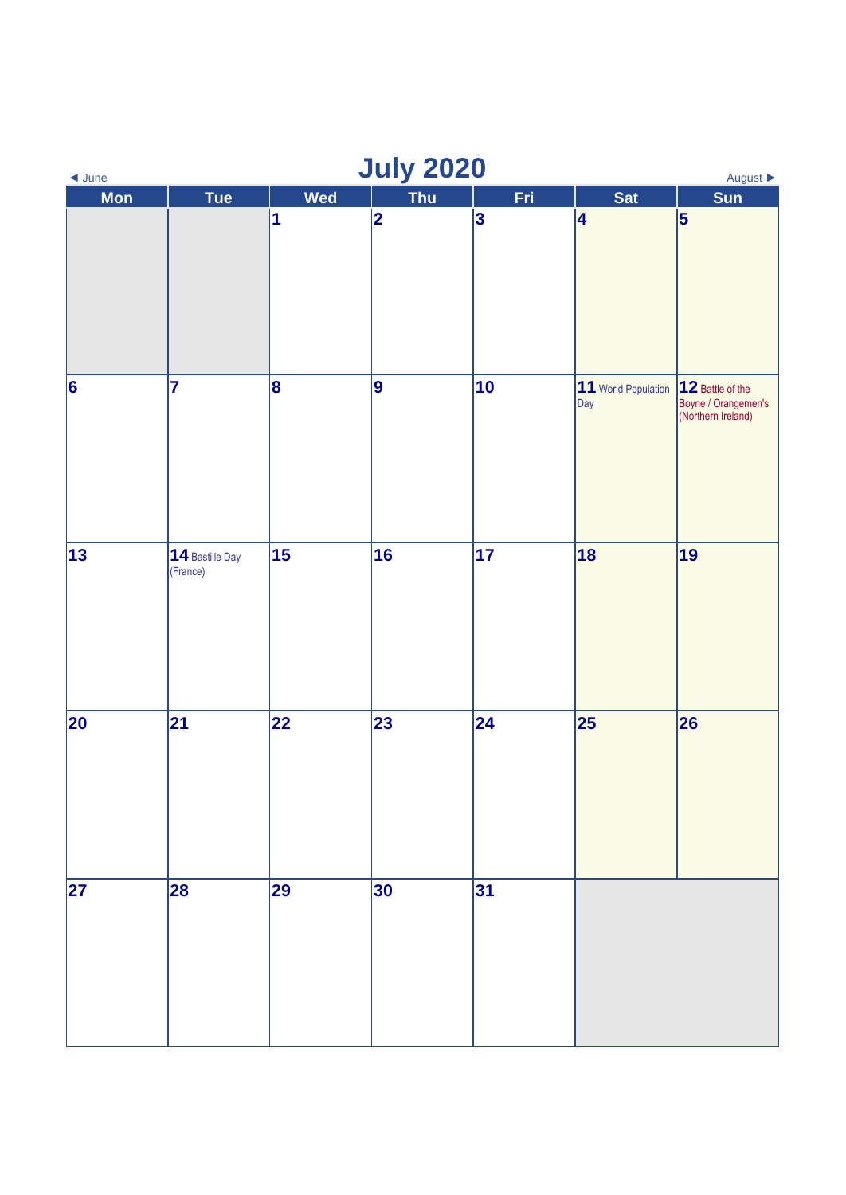◄ June

# July 2020

August ►

| Mon | Tue | Wed | Thu | Fri | Sat | Sun |
|---|---|---|---|---|---|---|
| | | 1 | 2 | 3 | 4 | 5 |
| 6 | 7 | 8 | 9 | 10 | 11 World Population Day | 12 Battle of the Boyne / Orangemen's (Northern Ireland) |
| 13 | 14 Bastille Day (France) | 15 | 16 | 17 | 18 | 19 |
| 20 | 21 | 22 | 23 | 24 | 25 | 26 |
| 27 | 28 | 29 | 30 | 31 | | |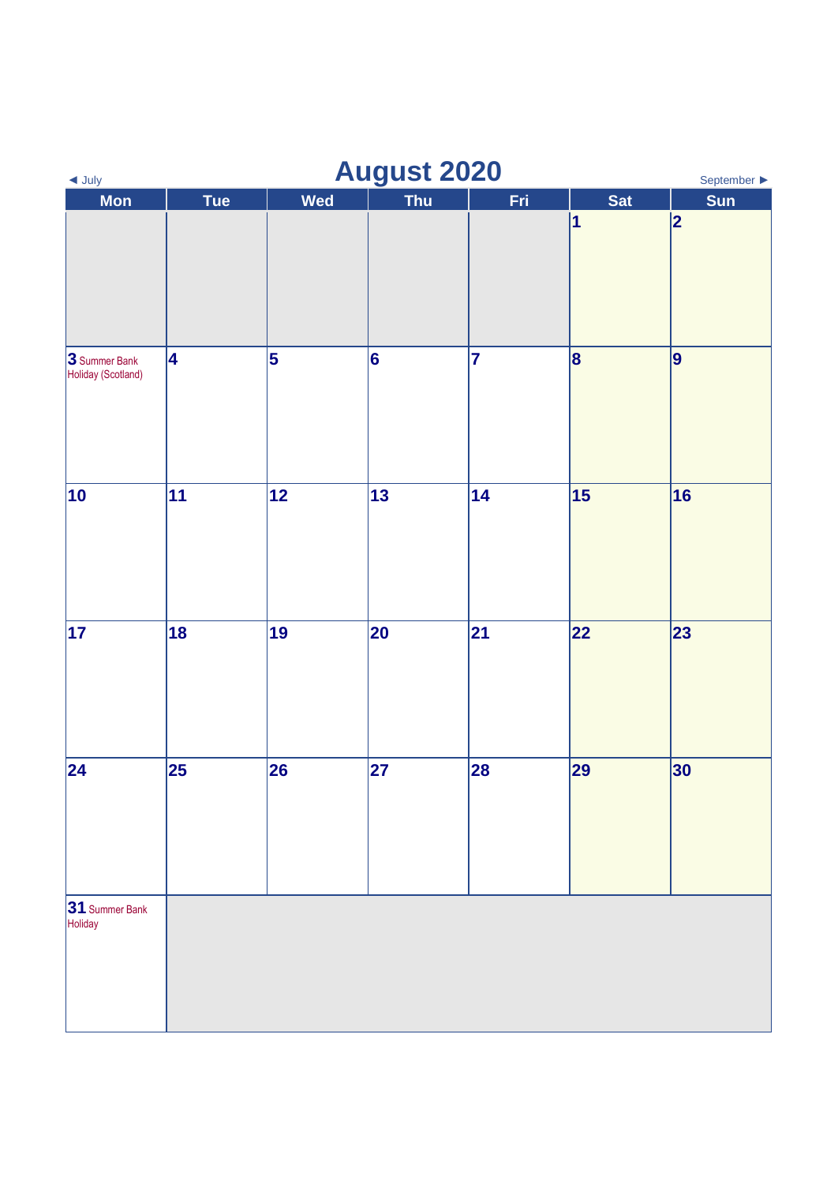◄ July

# August 2020

September ►

| Mon | Tue | Wed | Thu | Fri | Sat | Sun |
|---|---|---|---|---|---|---|
| | | | | | 1 | 2 |
| 3 Summer Bank Holiday (Scotland) | 4 | 5 | 6 | 7 | 8 | 9 |
| 10 | 11 | 12 | 13 | 14 | 15 | 16 |
| 17 | 18 | 19 | 20 | 21 | 22 | 23 |
| 24 | 25 | 26 | 27 | 28 | 29 | 30 |
| 31 Summer Bank Holiday | | | | | | |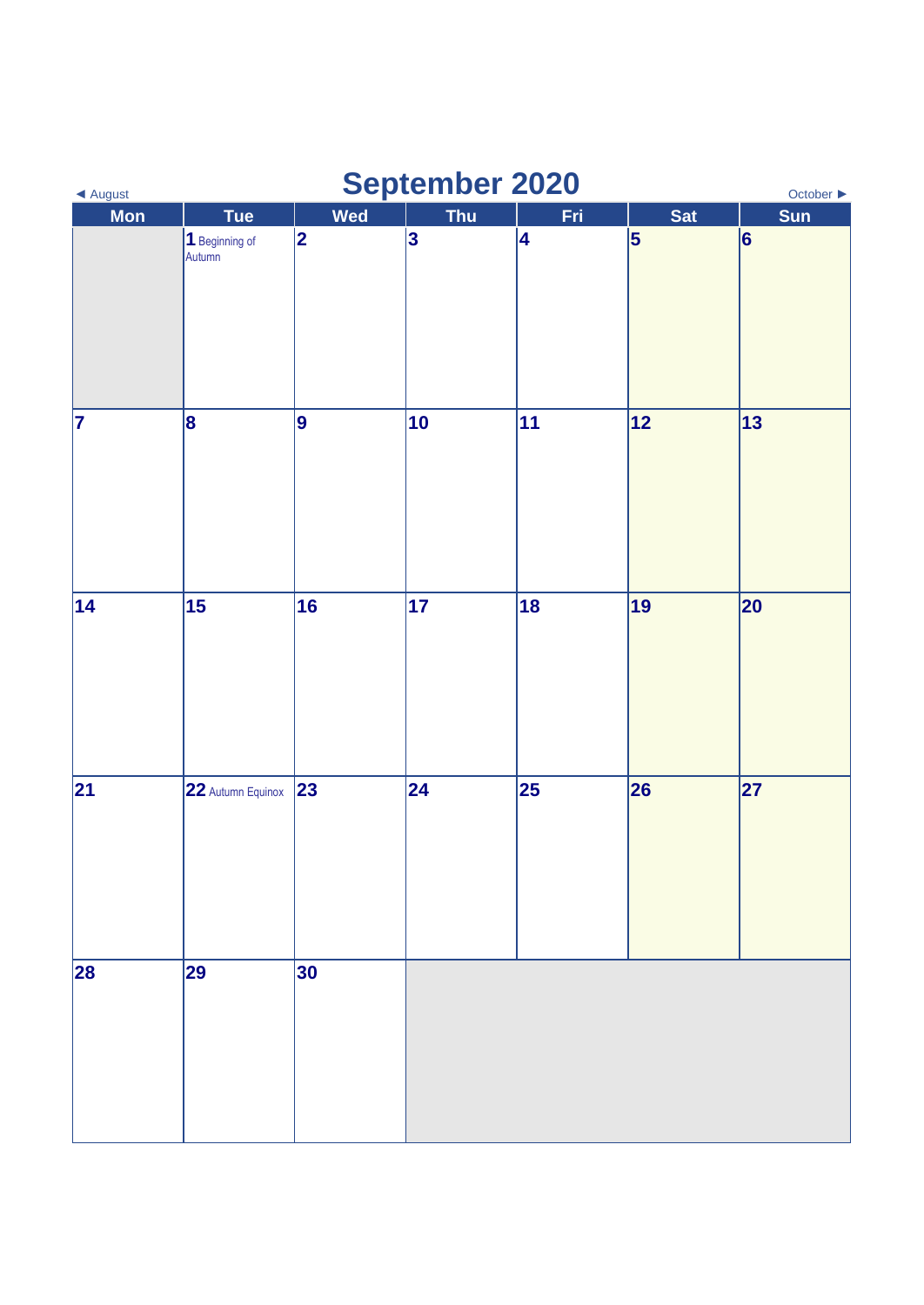◄ August

# September 2020

October ►

| Mon | Tue | Wed | Thu | Fri | Sat | Sun |
|---|---|---|---|---|---|---|
| | 1 Beginning of Autumn | 2 | 3 | 4 | 5 | 6 |
| 7 | 8 | 9 | 10 | 11 | 12 | 13 |
| 14 | 15 | 16 | 17 | 18 | 19 | 20 |
| 21 | 22 Autumn Equinox | 23 | 24 | 25 | 26 | 27 |
| 28 | 29 | 30 | | | | |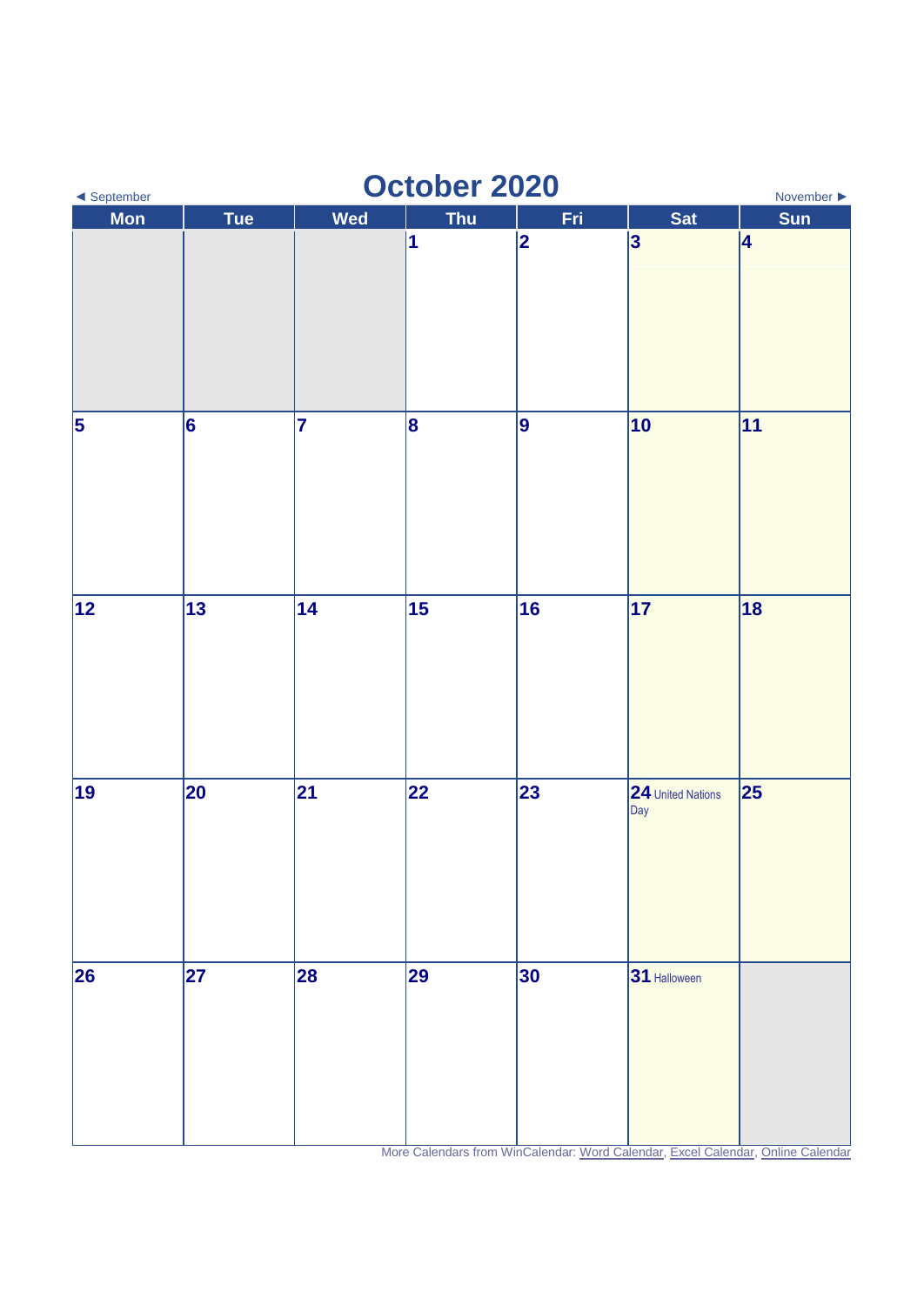◄ September

# October 2020

November ►

| Mon | Tue | Wed | Thu | Fri | Sat | Sun |
|---|---|---|---|---|---|---|
| | | | 1 | 2 | 3 | 4 |
| 5 | 6 | 7 | 8 | 9 | 10 | 11 |
| 12 | 13 | 14 | 15 | 16 | 17 | 18 |
| 19 | 20 | 21 | 22 | 23 | 24 United Nations Day | 25 |
| 26 | 27 | 28 | 29 | 30 | 31 Halloween | |

More Calendars from WinCalendar: Word Calendar, Excel Calendar, Online Calendar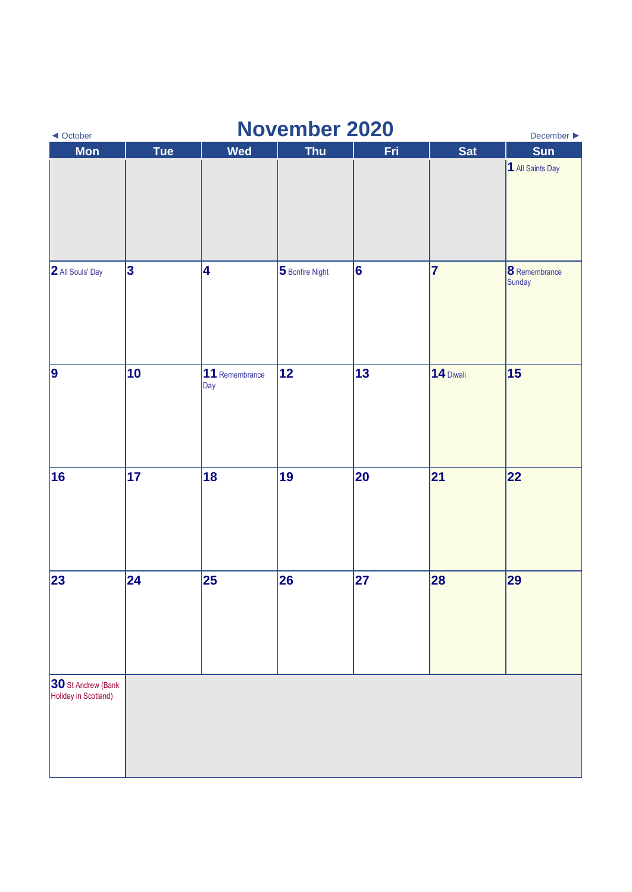# November 2020

◄ October | December ►

| Mon | Tue | Wed | Thu | Fri | Sat | Sun |
|---|---|---|---|---|---|---|
| | | | | | | 1 All Saints Day |
| 2 All Souls' Day | 3 | 4 | 5 Bonfire Night | 6 | 7 | 8 Remembrance Sunday |
| 9 | 10 | 11 Remembrance Day | 12 | 13 | 14 Diwali | 15 |
| 16 | 17 | 18 | 19 | 20 | 21 | 22 |
| 23 | 24 | 25 | 26 | 27 | 28 | 29 |
| 30 St Andrew (Bank Holiday in Scotland) | | | | | | |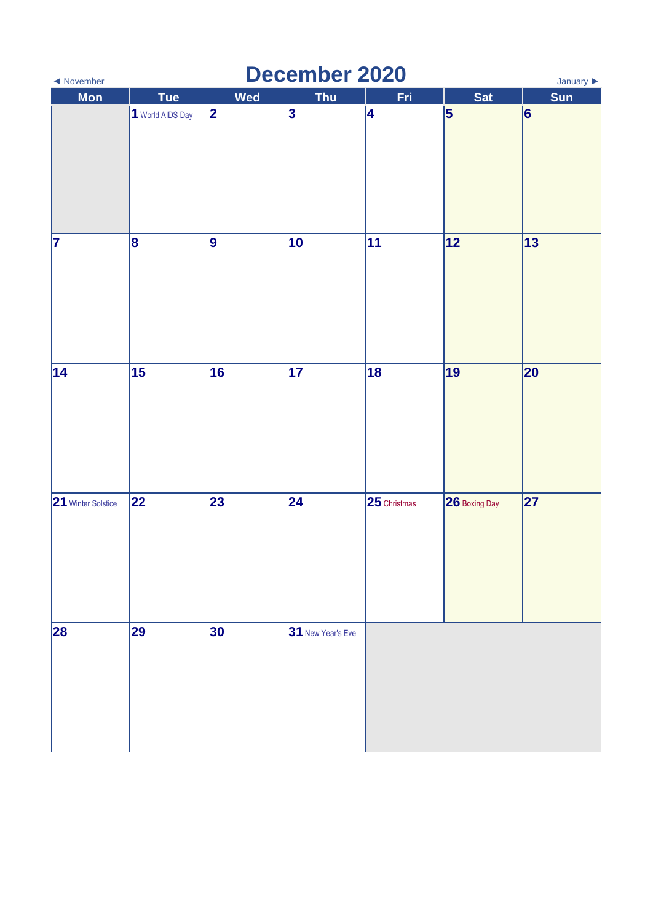◄ November

# December 2020

January ►

| Mon | Tue | Wed | Thu | Fri | Sat | Sun |
| --- | --- | --- | --- | --- | --- | --- |
| | **1** World AIDS Day | **2** | **3** | **4** | **5** | **6** |
| **7** | **8** | **9** | **10** | **11** | **12** | **13** |
| **14** | **15** | **16** | **17** | **18** | **19** | **20** |
| **21** Winter Solstice | **22** | **23** | **24** | **25** Christmas | **26** Boxing Day | **27** |
| **28** | **29** | **30** | **31** New Year's Eve | | | |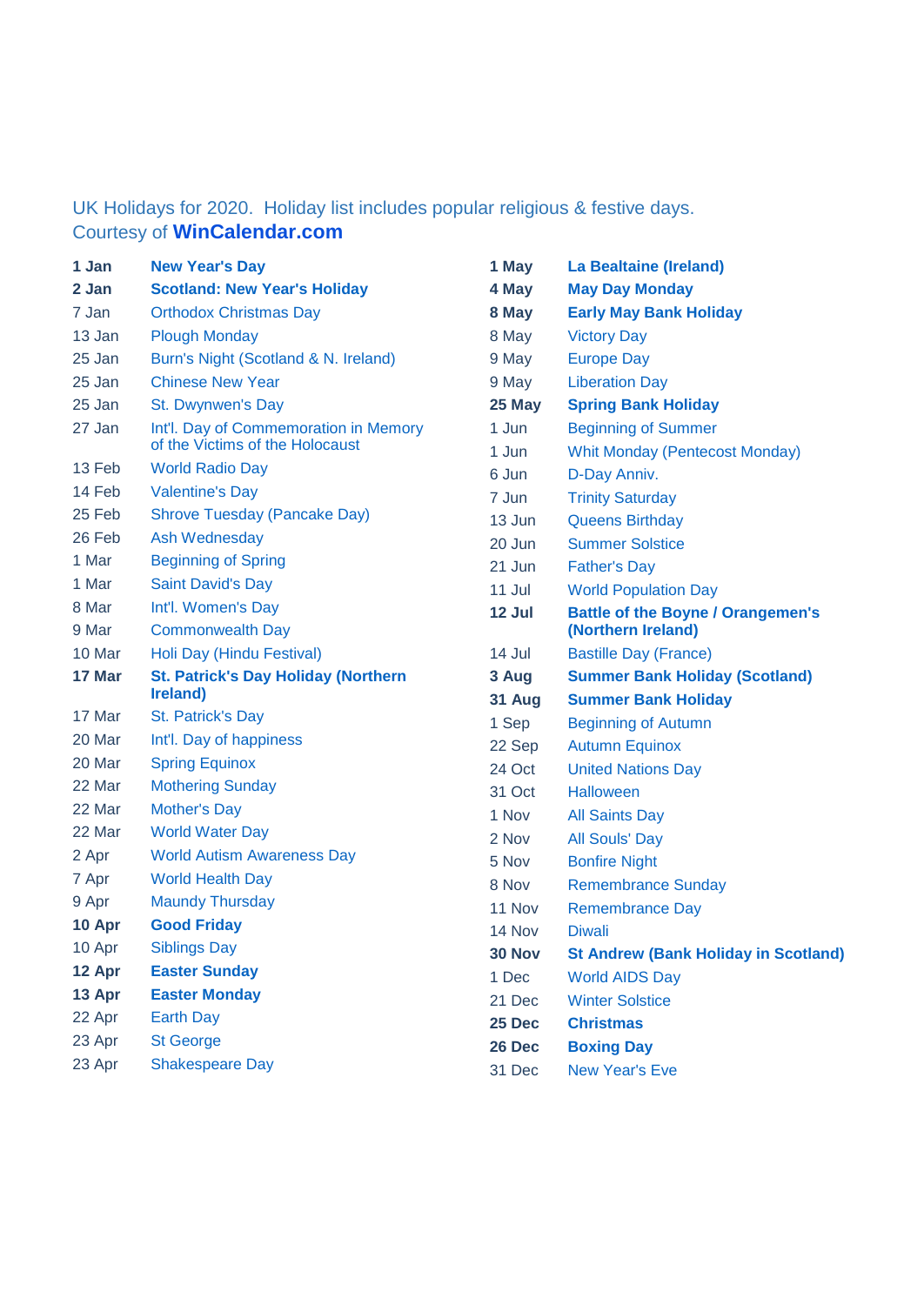UK Holidays for 2020. Holiday list includes popular religious & festive days.
Courtesy of **WinCalendar.com**

| | |
|---|---|
| **1 Jan** | **New Year's Day** |
| **2 Jan** | **Scotland: New Year's Holiday** |
| 7 Jan | Orthodox Christmas Day |
| 13 Jan | Plough Monday |
| 25 Jan | Burn's Night (Scotland & N. Ireland) |
| 25 Jan | Chinese New Year |
| 25 Jan | St. Dwynwen's Day |
| 27 Jan | Int'l. Day of Commemoration in Memory of the Victims of the Holocaust |
| 13 Feb | World Radio Day |
| 14 Feb | Valentine's Day |
| 25 Feb | Shrove Tuesday (Pancake Day) |
| 26 Feb | Ash Wednesday |
| 1 Mar | Beginning of Spring |
| 1 Mar | Saint David's Day |
| 8 Mar | Int'l. Women's Day |
| 9 Mar | Commonwealth Day |
| 10 Mar | Holi Day (Hindu Festival) |
| **17 Mar** | **St. Patrick's Day Holiday (Northern Ireland)** |
| 17 Mar | St. Patrick's Day |
| 20 Mar | Int'l. Day of happiness |
| 20 Mar | Spring Equinox |
| 22 Mar | Mothering Sunday |
| 22 Mar | Mother's Day |
| 22 Mar | World Water Day |
| 2 Apr | World Autism Awareness Day |
| 7 Apr | World Health Day |
| 9 Apr | Maundy Thursday |
| **10 Apr** | **Good Friday** |
| 10 Apr | Siblings Day |
| **12 Apr** | **Easter Sunday** |
| **13 Apr** | **Easter Monday** |
| 22 Apr | Earth Day |
| 23 Apr | St George |
| 23 Apr | Shakespeare Day |
| **1 May** | **La Bealtaine (Ireland)** |
| **4 May** | **May Day Monday** |
| **8 May** | **Early May Bank Holiday** |
| 8 May | Victory Day |
| 9 May | Europe Day |
| 9 May | Liberation Day |
| **25 May** | **Spring Bank Holiday** |
| 1 Jun | Beginning of Summer |
| 1 Jun | Whit Monday (Pentecost Monday) |
| 6 Jun | D-Day Anniv. |
| 7 Jun | Trinity Saturday |
| 13 Jun | Queens Birthday |
| 20 Jun | Summer Solstice |
| 21 Jun | Father's Day |
| 11 Jul | World Population Day |
| **12 Jul** | **Battle of the Boyne / Orangemen's (Northern Ireland)** |
| 14 Jul | Bastille Day (France) |
| **3 Aug** | **Summer Bank Holiday (Scotland)** |
| **31 Aug** | **Summer Bank Holiday** |
| 1 Sep | Beginning of Autumn |
| 22 Sep | Autumn Equinox |
| 24 Oct | United Nations Day |
| 31 Oct | Halloween |
| 1 Nov | All Saints Day |
| 2 Nov | All Souls' Day |
| 5 Nov | Bonfire Night |
| 8 Nov | Remembrance Sunday |
| 11 Nov | Remembrance Day |
| 14 Nov | Diwali |
| **30 Nov** | **St Andrew (Bank Holiday in Scotland)** |
| 1 Dec | World AIDS Day |
| 21 Dec | Winter Solstice |
| **25 Dec** | **Christmas** |
| **26 Dec** | **Boxing Day** |
| 31 Dec | New Year's Eve |